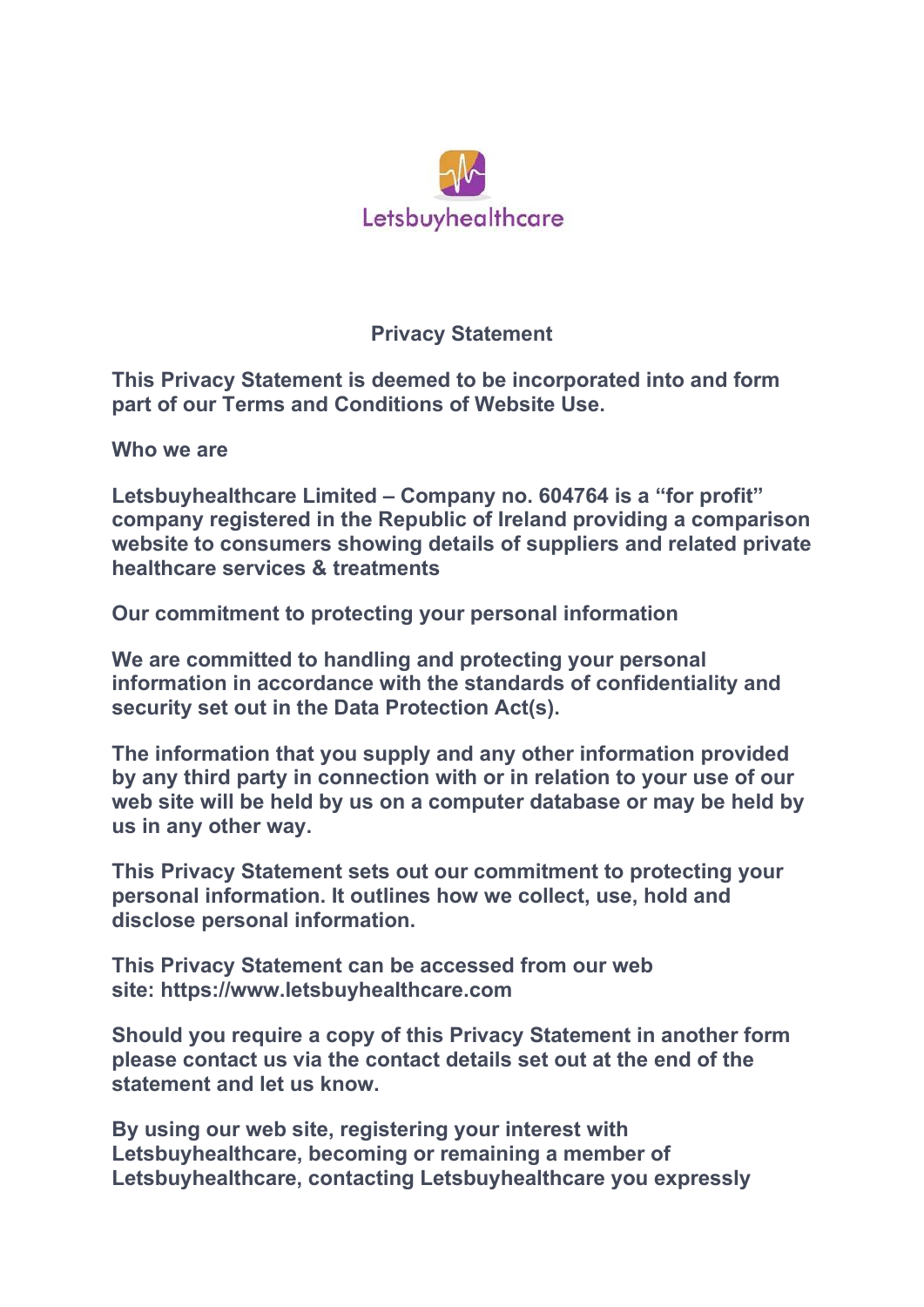Letsbuyhealthcare

# Privacy Statement

**This Privacy Statement is deemed to be incorporated into and form part of our Terms and Conditions of Website Use.**

## Who we are

**Letsbuyhealthcare Limited – Company no. 604764 is a "for profit" company registered in the Republic of Ireland providing a comparison website to consumers showing details of suppliers and related private healthcare services & treatments**

## Our commitment to protecting your personal information

**We are committed to handling and protecting your personal information in accordance with the standards of confidentiality and security set out in the Data Protection Act(s).**

**The information that you supply and any other information provided by any third party in connection with or in relation to your use of our web site will be held by us on a computer database or may be held by us in any other way.**

**This Privacy Statement sets out our commitment to protecting your personal information. It outlines how we collect, use, hold and disclose personal information.**

**This Privacy Statement can be accessed from our web site: https://www.letsbuyhealthcare.com**

**Should you require a copy of this Privacy Statement in another form please contact us via the contact details set out at the end of the statement and let us know.**

**By using our web site, registering your interest with Letsbuyhealthcare, becoming or remaining a member of Letsbuyhealthcare, contacting Letsbuyhealthcare you expressly**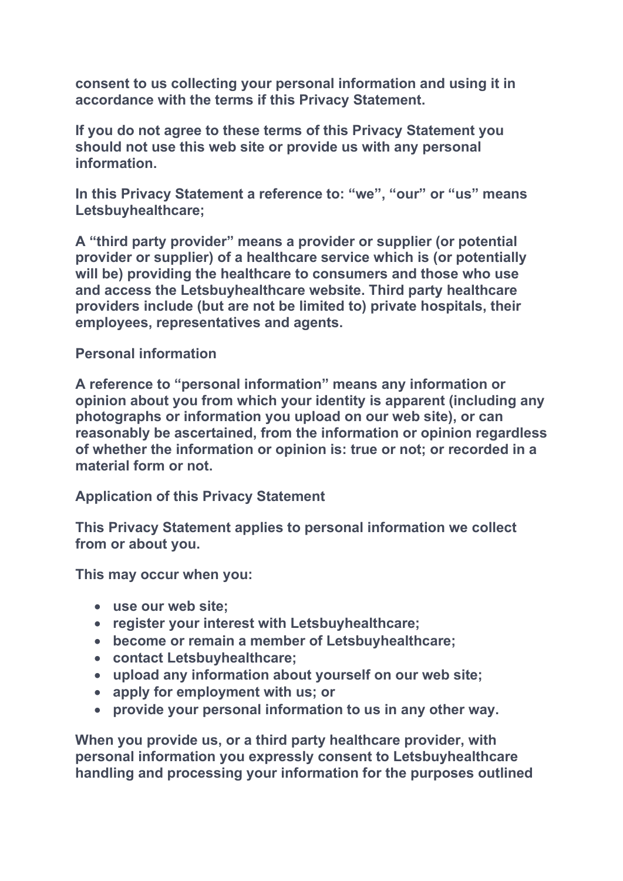**consent to us collecting your personal information and using it in accordance with the terms if this Privacy Statement.**

**If you do not agree to these terms of this Privacy Statement you should not use this web site or provide us with any personal information.**

**In this Privacy Statement a reference to: "we", "our" or "us" means Letsbuyhealthcare;**

**A "third party provider" means a provider or supplier (or potential provider or supplier) of a healthcare service which is (or potentially will be) providing the healthcare to consumers and those who use and access the Letsbuyhealthcare website. Third party healthcare providers include (but are not be limited to) private hospitals, their employees, representatives and agents.**

**Personal information**

**A reference to "personal information" means any information or opinion about you from which your identity is apparent (including any photographs or information you upload on our web site), or can reasonably be ascertained, from the information or opinion regardless of whether the information or opinion is: true or not; or recorded in a material form or not.**

**Application of this Privacy Statement**

**This Privacy Statement applies to personal information we collect from or about you.**

**This may occur when you:**

- **use our web site;**
- **register your interest with Letsbuyhealthcare;**
- **become or remain a member of Letsbuyhealthcare;**
- **contact Letsbuyhealthcare;**
- **upload any information about yourself on our web site;**
- **apply for employment with us; or**
- **provide your personal information to us in any other way.**

**When you provide us, or a third party healthcare provider, with personal information you expressly consent to Letsbuyhealthcare handling and processing your information for the purposes outlined**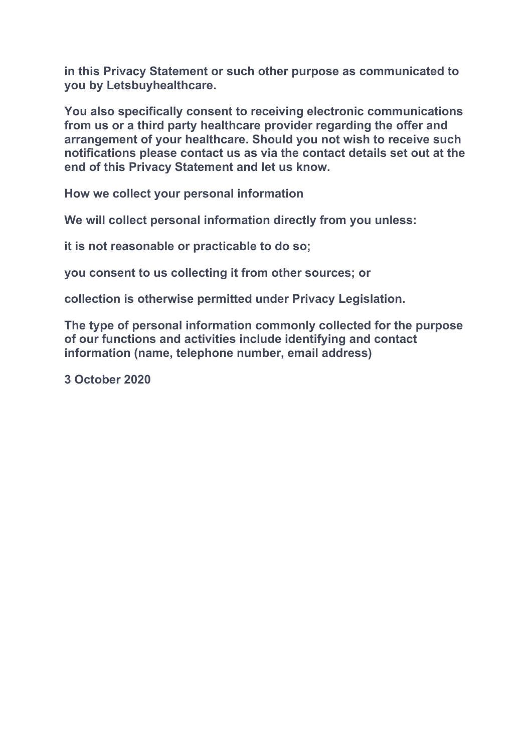**in this Privacy Statement or such other purpose as communicated to you by Letsbuyhealthcare.**

**You also specifically consent to receiving electronic communications from us or a third party healthcare provider regarding the offer and arrangement of your healthcare. Should you not wish to receive such notifications please contact us as via the contact details set out at the end of this Privacy Statement and let us know.**

**How we collect your personal information**

**We will collect personal information directly from you unless:**

**it is not reasonable or practicable to do so;**

**you consent to us collecting it from other sources; or**

**collection is otherwise permitted under Privacy Legislation.**

**The type of personal information commonly collected for the purpose of our functions and activities include identifying and contact information (name, telephone number, email address)**

**3 October 2020**